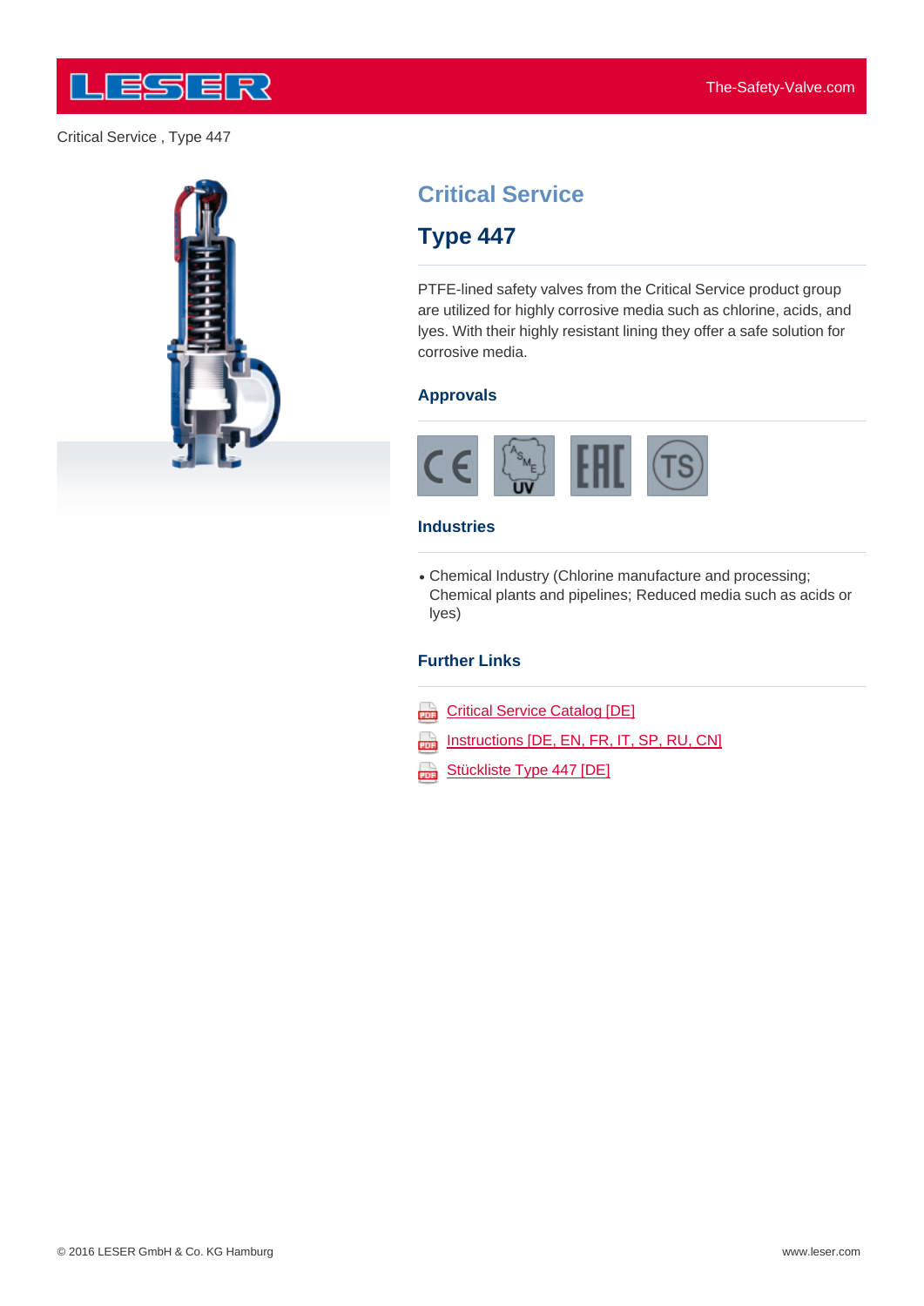Critical Service , Type 447

# Critical Service

## Type 447

PTFE-lined safety valves from the Critical Service product group are utilized for highly corrosive media such as chlorine, acids, and lyes. With their highly resistant lining they offer a safe solution for corrosive media.

### Approvals

### Industries

- Chemical Industry (Chlorine manufacture and processing; Chemical plants and pipelines; Reduced media such as acids or lyes)

### Further Links

- Critical Service Catalog [DE]
- Instructions [DE, EN, FR, IT, SP, RU, CN]
- Stückliste Type 447 [DE]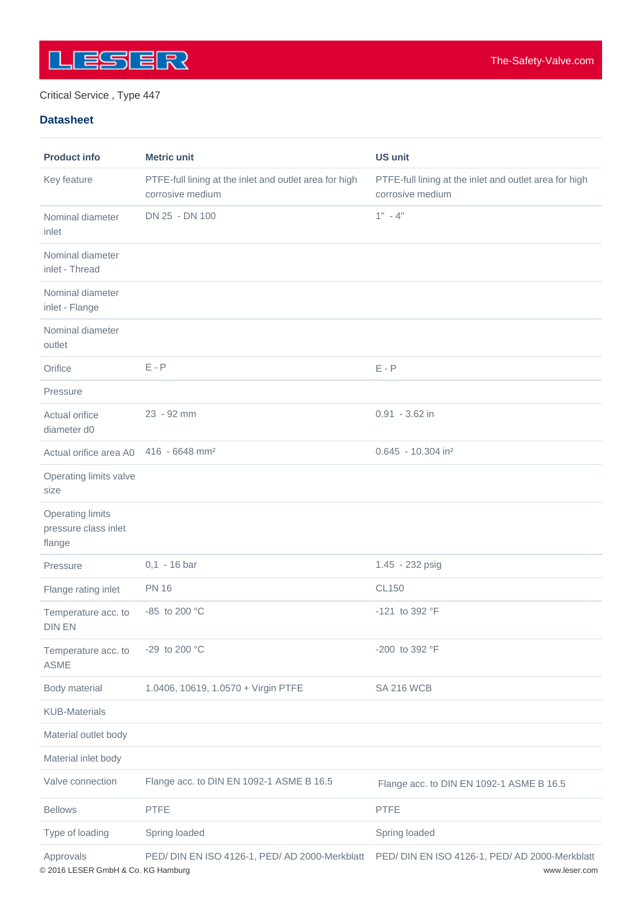Critical Service , Type 447

## Datasheet

| Product info | Metric unit | US unit |
| --- | --- | --- |
| Key feature | PTFE-full lining at the inlet and outlet area for high corrosive medium | PTFE-full lining at the inlet and outlet area for high corrosive medium |
| Nominal diameter inlet | DN 25 - DN 100 | 1" - 4" |
| Nominal diameter inlet - Thread | | |
| Nominal diameter inlet - Flange | | |
| Nominal diameter outlet | | |
| Orifice | E - P | E - P |
| Pressure | | |
| Actual orifice diameter d0 | 23 - 92 mm | 0.91 - 3.62 in |
| Actual orifice area A0 | 416 - 6648 mm² | 0.645 - 10.304 in² |
| Operating limits valve size | | |
| Operating limits pressure class inlet flange | | |
| Pressure | 0,1 - 16 bar | 1.45 - 232 psig |
| Flange rating inlet | PN 16 | CL150 |
| Temperature acc. to DIN EN | -85 to 200 °C | -121 to 392 °F |
| Temperature acc. to ASME | -29 to 200 °C | -200 to 392 °F |
| Body material | 1.0406, 10619, 1.0570 + Virgin PTFE | SA 216 WCB |
| KUB-Materials | | |
| Material outlet body | | |
| Material inlet body | | |
| Valve connection | Flange acc. to DIN EN 1092-1 ASME B 16.5 | Flange acc. to DIN EN 1092-1 ASME B 16.5 |
| Bellows | PTFE | PTFE |
| Type of loading | Spring loaded | Spring loaded |
| Approvals | PED/ DIN EN ISO 4126-1, PED/ AD 2000-Merkblatt | PED/ DIN EN ISO 4126-1, PED/ AD 2000-Merkblatt |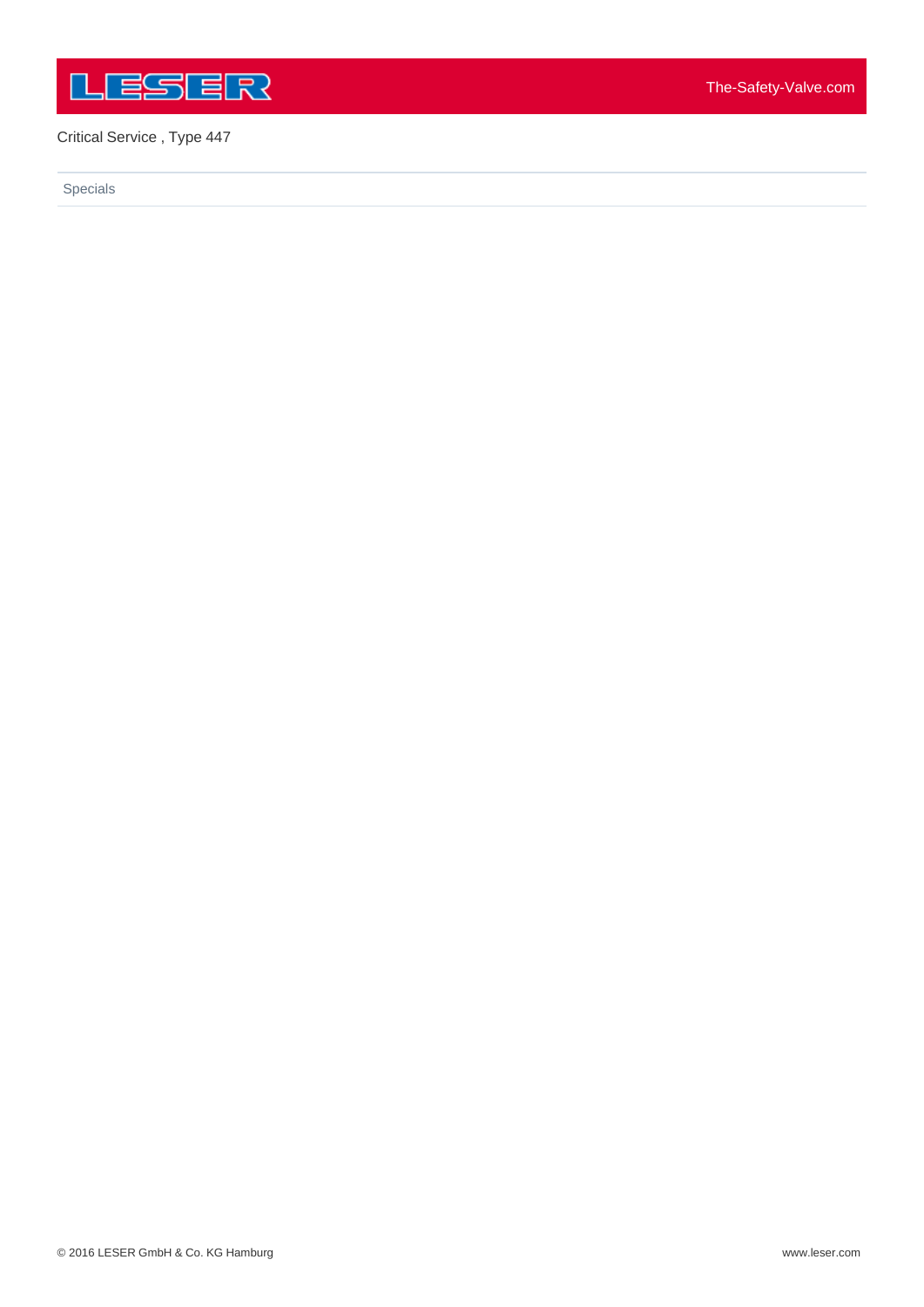Critical Service , Type 447

Specials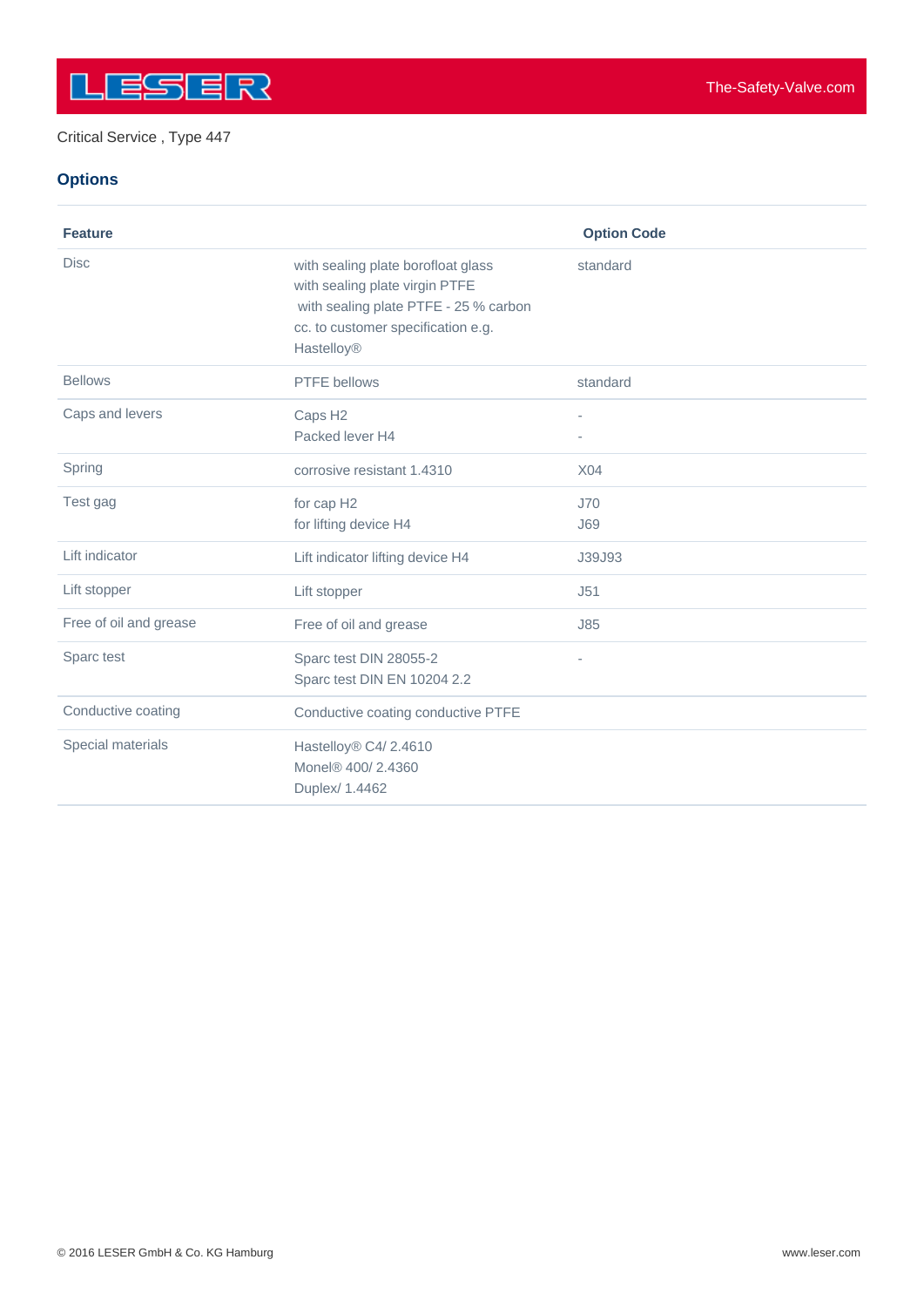Critical Service , Type 447

## Options

| Feature | | Option Code |
| --- | --- | --- |
| Disc | with sealing plate borofloat glass<br>with sealing plate virgin PTFE<br>with sealing plate PTFE - 25 % carbon<br>cc. to customer specification e.g. Hastelloy® | standard |
| Bellows | PTFE bellows | standard |
| Caps and levers | Caps H2<br>Packed lever H4 | -<br>- |
| Spring | corrosive resistant 1.4310 | X04 |
| Test gag | for cap H2<br>for lifting device H4 | J70<br>J69 |
| Lift indicator | Lift indicator lifting device H4 | J39J93 |
| Lift stopper | Lift stopper | J51 |
| Free of oil and grease | Free of oil and grease | J85 |
| Sparc test | Sparc test DIN 28055-2<br>Sparc test DIN EN 10204 2.2 | - |
| Conductive coating | Conductive coating conductive PTFE | |
| Special materials | Hastelloy® C4/ 2.4610<br>Monel® 400/ 2.4360<br>Duplex/ 1.4462 | |